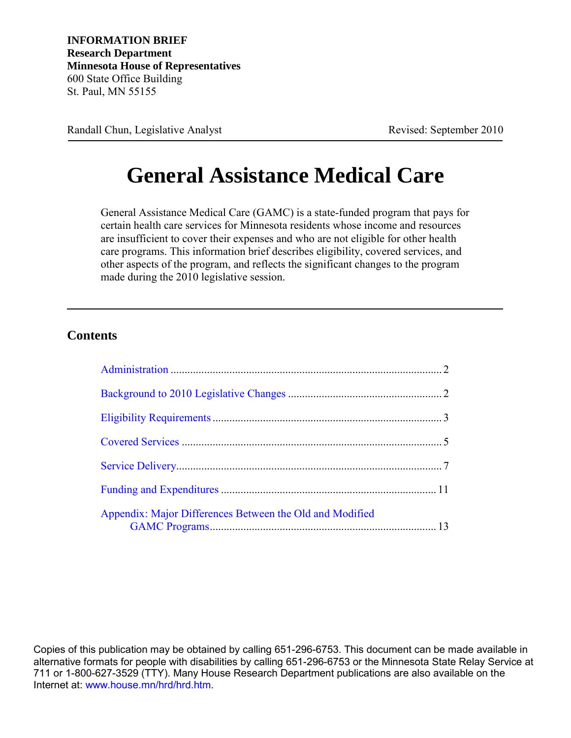**INFORMATION BRIEF**
**Research Department**
**Minnesota House of Representatives**
600 State Office Building
St. Paul, MN 55155

Randall Chun, Legislative Analyst — Revised: September 2010

# General Assistance Medical Care

General Assistance Medical Care (GAMC) is a state-funded program that pays for certain health care services for Minnesota residents whose income and resources are insufficient to cover their expenses and who are not eligible for other health care programs. This information brief describes eligibility, covered services, and other aspects of the program, and reflects the significant changes to the program made during the 2010 legislative session.

## Contents

- Administration ........ 2
- Background to 2010 Legislative Changes ........ 2
- Eligibility Requirements ........ 3
- Covered Services ........ 5
- Service Delivery ........ 7
- Funding and Expenditures ........ 11
- Appendix: Major Differences Between the Old and Modified GAMC Programs ........ 13

Copies of this publication may be obtained by calling 651-296-6753. This document can be made available in alternative formats for people with disabilities by calling 651-296-6753 or the Minnesota State Relay Service at 711 or 1-800-627-3529 (TTY). Many House Research Department publications are also available on the Internet at: www.house.mn/hrd/hrd.htm.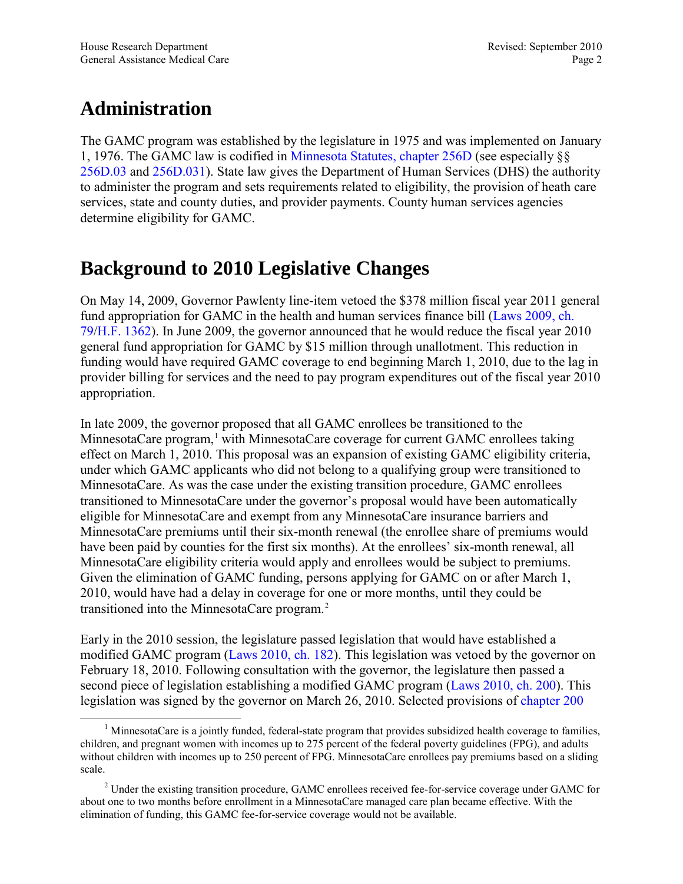## Administration

The GAMC program was established by the legislature in 1975 and was implemented on January 1, 1976. The GAMC law is codified in Minnesota Statutes, chapter 256D (see especially §§ 256D.03 and 256D.031). State law gives the Department of Human Services (DHS) the authority to administer the program and sets requirements related to eligibility, the provision of heath care services, state and county duties, and provider payments. County human services agencies determine eligibility for GAMC.

## Background to 2010 Legislative Changes

On May 14, 2009, Governor Pawlenty line-item vetoed the $378 million fiscal year 2011 general fund appropriation for GAMC in the health and human services finance bill (Laws 2009, ch. 79/H.F. 1362). In June 2009, the governor announced that he would reduce the fiscal year 2010 general fund appropriation for GAMC by $15 million through unallotment. This reduction in funding would have required GAMC coverage to end beginning March 1, 2010, due to the lag in provider billing for services and the need to pay program expenditures out of the fiscal year 2010 appropriation.

In late 2009, the governor proposed that all GAMC enrollees be transitioned to the MinnesotaCare program,[1] with MinnesotaCare coverage for current GAMC enrollees taking effect on March 1, 2010. This proposal was an expansion of existing GAMC eligibility criteria, under which GAMC applicants who did not belong to a qualifying group were transitioned to MinnesotaCare. As was the case under the existing transition procedure, GAMC enrollees transitioned to MinnesotaCare under the governor's proposal would have been automatically eligible for MinnesotaCare and exempt from any MinnesotaCare insurance barriers and MinnesotaCare premiums until their six-month renewal (the enrollee share of premiums would have been paid by counties for the first six months). At the enrollees' six-month renewal, all MinnesotaCare eligibility criteria would apply and enrollees would be subject to premiums. Given the elimination of GAMC funding, persons applying for GAMC on or after March 1, 2010, would have had a delay in coverage for one or more months, until they could be transitioned into the MinnesotaCare program.[2]

Early in the 2010 session, the legislature passed legislation that would have established a modified GAMC program (Laws 2010, ch. 182). This legislation was vetoed by the governor on February 18, 2010. Following consultation with the governor, the legislature then passed a second piece of legislation establishing a modified GAMC program (Laws 2010, ch. 200). This legislation was signed by the governor on March 26, 2010. Selected provisions of chapter 200

[1] MinnesotaCare is a jointly funded, federal-state program that provides subsidized health coverage to families, children, and pregnant women with incomes up to 275 percent of the federal poverty guidelines (FPG), and adults without children with incomes up to 250 percent of FPG. MinnesotaCare enrollees pay premiums based on a sliding scale.

[2] Under the existing transition procedure, GAMC enrollees received fee-for-service coverage under GAMC for about one to two months before enrollment in a MinnesotaCare managed care plan became effective. With the elimination of funding, this GAMC fee-for-service coverage would not be available.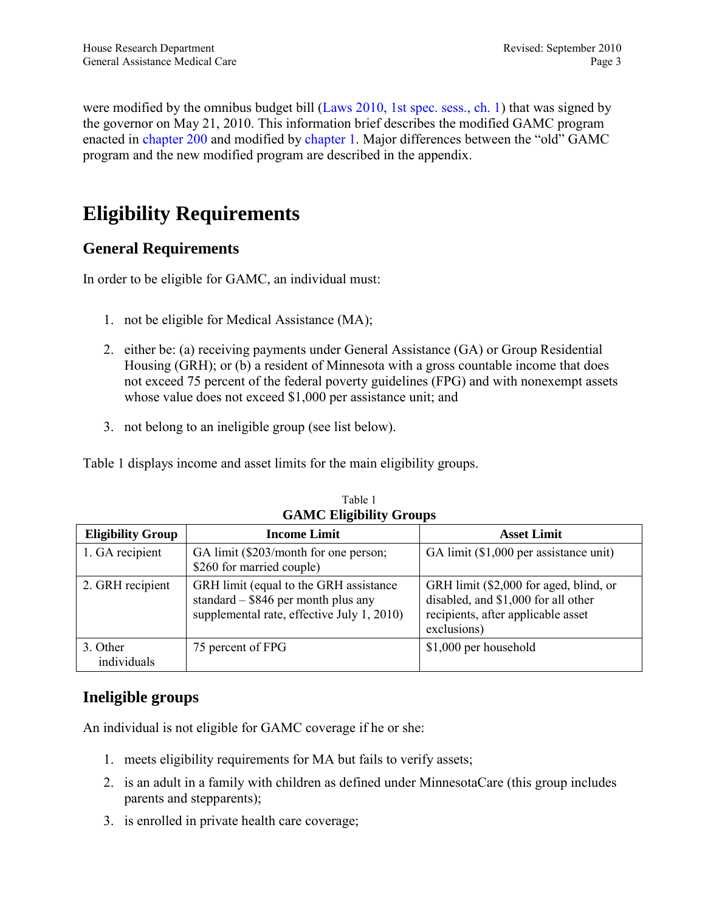were modified by the omnibus budget bill (Laws 2010, 1st spec. sess., ch. 1) that was signed by the governor on May 21, 2010. This information brief describes the modified GAMC program enacted in chapter 200 and modified by chapter 1. Major differences between the "old" GAMC program and the new modified program are described in the appendix.

# Eligibility Requirements

## General Requirements

In order to be eligible for GAMC, an individual must:

1. not be eligible for Medical Assistance (MA);
2. either be: (a) receiving payments under General Assistance (GA) or Group Residential Housing (GRH); or (b) a resident of Minnesota with a gross countable income that does not exceed 75 percent of the federal poverty guidelines (FPG) and with nonexempt assets whose value does not exceed $1,000 per assistance unit; and
3. not belong to an ineligible group (see list below).

Table 1 displays income and asset limits for the main eligibility groups.

Table 1
**GAMC Eligibility Groups**

| Eligibility Group | Income Limit | Asset Limit |
|---|---|---|
| 1. GA recipient | GA limit ($203/month for one person; $260 for married couple) | GA limit ($1,000 per assistance unit) |
| 2. GRH recipient | GRH limit (equal to the GRH assistance standard – $846 per month plus any supplemental rate, effective July 1, 2010) | GRH limit ($2,000 for aged, blind, or disabled, and $1,000 for all other recipients, after applicable asset exclusions) |
| 3. Other individuals | 75 percent of FPG | $1,000 per household |

## Ineligible groups

An individual is not eligible for GAMC coverage if he or she:

1. meets eligibility requirements for MA but fails to verify assets;
2. is an adult in a family with children as defined under MinnesotaCare (this group includes parents and stepparents);
3. is enrolled in private health care coverage;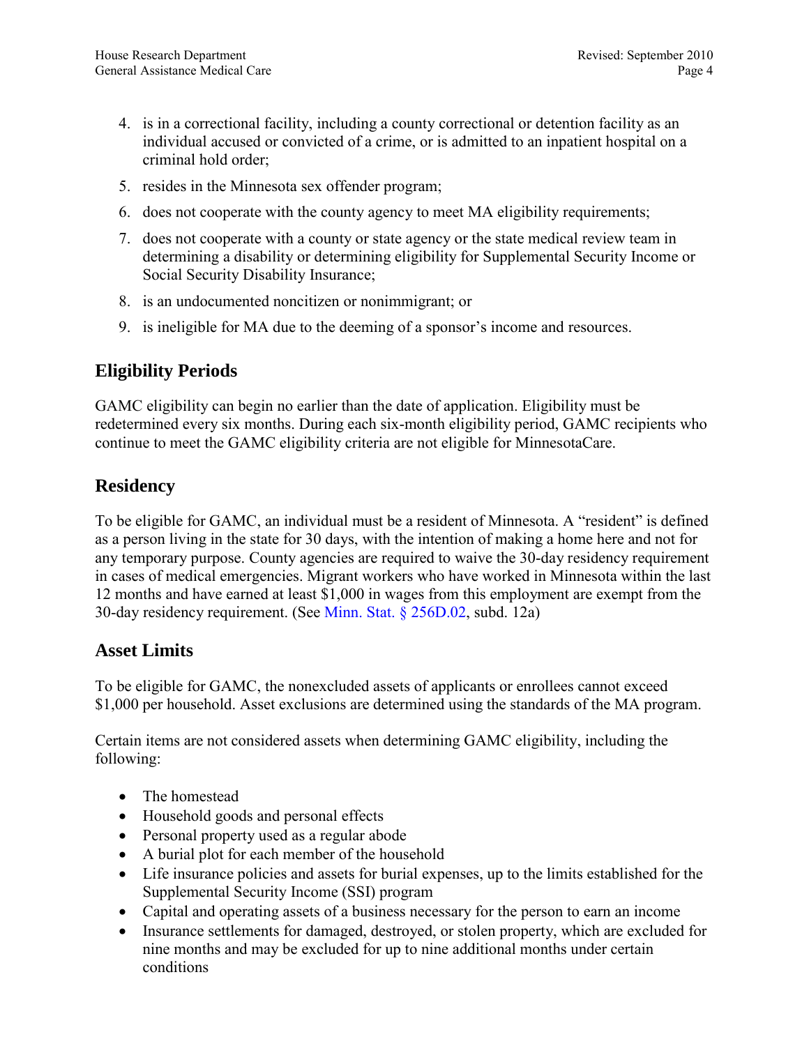4. is in a correctional facility, including a county correctional or detention facility as an individual accused or convicted of a crime, or is admitted to an inpatient hospital on a criminal hold order;
5. resides in the Minnesota sex offender program;
6. does not cooperate with the county agency to meet MA eligibility requirements;
7. does not cooperate with a county or state agency or the state medical review team in determining a disability or determining eligibility for Supplemental Security Income or Social Security Disability Insurance;
8. is an undocumented noncitizen or nonimmigrant; or
9. is ineligible for MA due to the deeming of a sponsor's income and resources.

## Eligibility Periods

GAMC eligibility can begin no earlier than the date of application. Eligibility must be redetermined every six months. During each six-month eligibility period, GAMC recipients who continue to meet the GAMC eligibility criteria are not eligible for MinnesotaCare.

## Residency

To be eligible for GAMC, an individual must be a resident of Minnesota. A "resident" is defined as a person living in the state for 30 days, with the intention of making a home here and not for any temporary purpose. County agencies are required to waive the 30-day residency requirement in cases of medical emergencies. Migrant workers who have worked in Minnesota within the last 12 months and have earned at least $1,000 in wages from this employment are exempt from the 30-day residency requirement. (See Minn. Stat. § 256D.02, subd. 12a)

## Asset Limits

To be eligible for GAMC, the nonexcluded assets of applicants or enrollees cannot exceed $1,000 per household. Asset exclusions are determined using the standards of the MA program.

Certain items are not considered assets when determining GAMC eligibility, including the following:

- The homestead
- Household goods and personal effects
- Personal property used as a regular abode
- A burial plot for each member of the household
- Life insurance policies and assets for burial expenses, up to the limits established for the Supplemental Security Income (SSI) program
- Capital and operating assets of a business necessary for the person to earn an income
- Insurance settlements for damaged, destroyed, or stolen property, which are excluded for nine months and may be excluded for up to nine additional months under certain conditions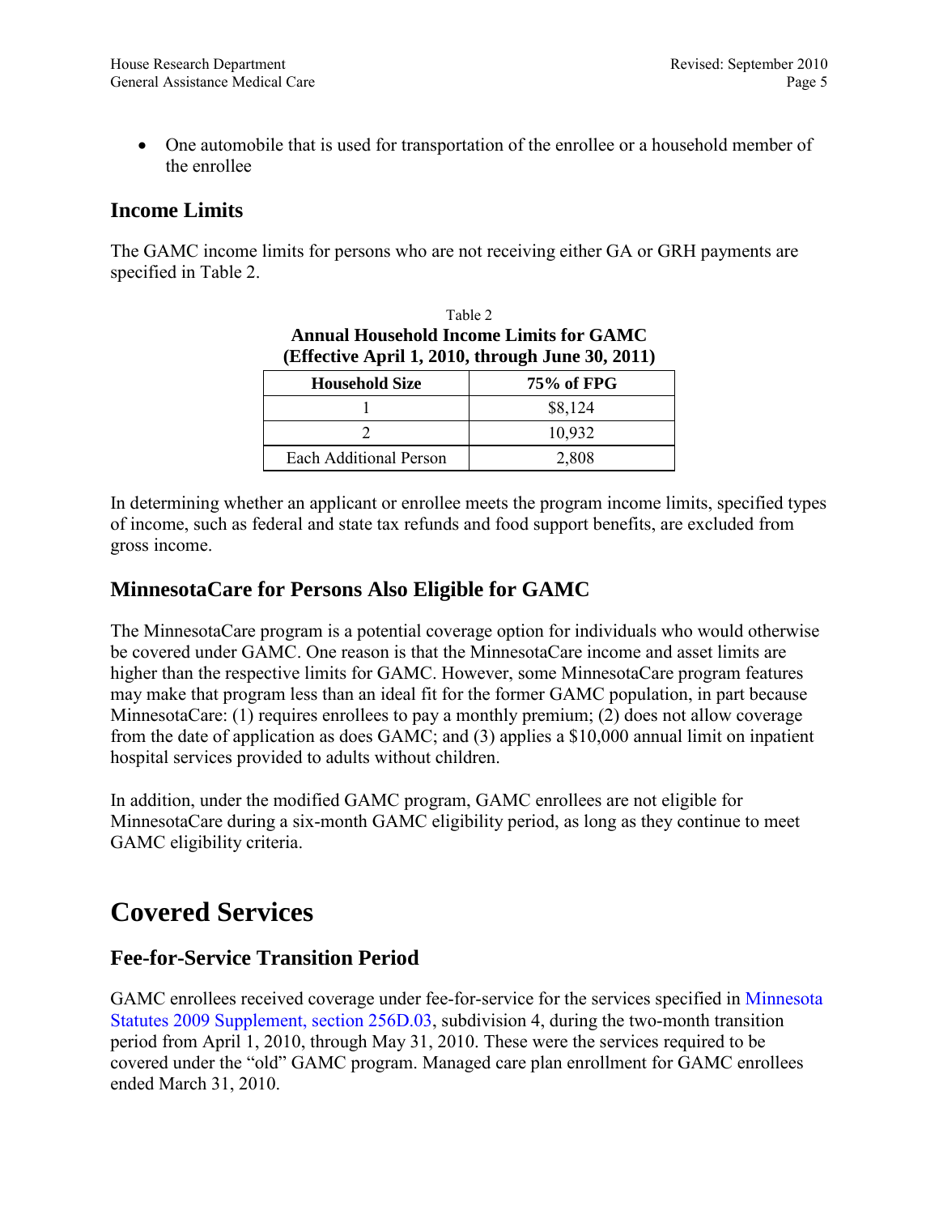- One automobile that is used for transportation of the enrollee or a household member of the enrollee

### Income Limits

The GAMC income limits for persons who are not receiving either GA or GRH payments are specified in Table 2.

Table 2
**Annual Household Income Limits for GAMC**
**(Effective April 1, 2010, through June 30, 2011)**

| Household Size | 75% of FPG |
|---|---|
| 1 | $8,124 |
| 2 | 10,932 |
| Each Additional Person | 2,808 |

In determining whether an applicant or enrollee meets the program income limits, specified types of income, such as federal and state tax refunds and food support benefits, are excluded from gross income.

### MinnesotaCare for Persons Also Eligible for GAMC

The MinnesotaCare program is a potential coverage option for individuals who would otherwise be covered under GAMC. One reason is that the MinnesotaCare income and asset limits are higher than the respective limits for GAMC. However, some MinnesotaCare program features may make that program less than an ideal fit for the former GAMC population, in part because MinnesotaCare: (1) requires enrollees to pay a monthly premium; (2) does not allow coverage from the date of application as does GAMC; and (3) applies a $10,000 annual limit on inpatient hospital services provided to adults without children.

In addition, under the modified GAMC program, GAMC enrollees are not eligible for MinnesotaCare during a six-month GAMC eligibility period, as long as they continue to meet GAMC eligibility criteria.

## Covered Services

### Fee-for-Service Transition Period

GAMC enrollees received coverage under fee-for-service for the services specified in Minnesota Statutes 2009 Supplement, section 256D.03, subdivision 4, during the two-month transition period from April 1, 2010, through May 31, 2010. These were the services required to be covered under the "old" GAMC program. Managed care plan enrollment for GAMC enrollees ended March 31, 2010.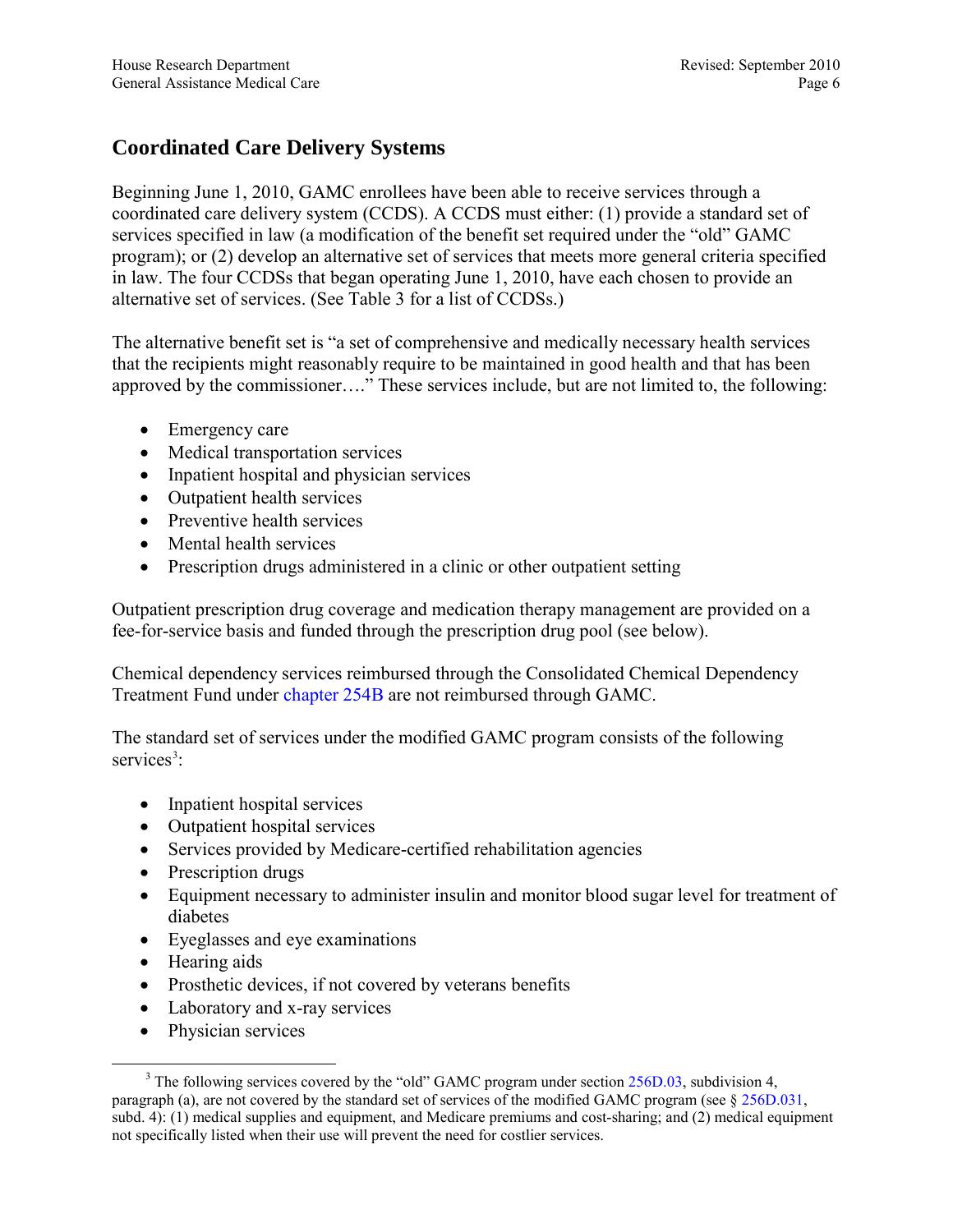## Coordinated Care Delivery Systems

Beginning June 1, 2010, GAMC enrollees have been able to receive services through a coordinated care delivery system (CCDS). A CCDS must either: (1) provide a standard set of services specified in law (a modification of the benefit set required under the "old" GAMC program); or (2) develop an alternative set of services that meets more general criteria specified in law. The four CCDSs that began operating June 1, 2010, have each chosen to provide an alternative set of services. (See Table 3 for a list of CCDSs.)

The alternative benefit set is "a set of comprehensive and medically necessary health services that the recipients might reasonably require to be maintained in good health and that has been approved by the commissioner…." These services include, but are not limited to, the following:

- Emergency care
- Medical transportation services
- Inpatient hospital and physician services
- Outpatient health services
- Preventive health services
- Mental health services
- Prescription drugs administered in a clinic or other outpatient setting

Outpatient prescription drug coverage and medication therapy management are provided on a fee-for-service basis and funded through the prescription drug pool (see below).

Chemical dependency services reimbursed through the Consolidated Chemical Dependency Treatment Fund under chapter 254B are not reimbursed through GAMC.

The standard set of services under the modified GAMC program consists of the following services[3]:

- Inpatient hospital services
- Outpatient hospital services
- Services provided by Medicare-certified rehabilitation agencies
- Prescription drugs
- Equipment necessary to administer insulin and monitor blood sugar level for treatment of diabetes
- Eyeglasses and eye examinations
- Hearing aids
- Prosthetic devices, if not covered by veterans benefits
- Laboratory and x-ray services
- Physician services

[3] The following services covered by the "old" GAMC program under section 256D.03, subdivision 4, paragraph (a), are not covered by the standard set of services of the modified GAMC program (see § 256D.031, subd. 4): (1) medical supplies and equipment, and Medicare premiums and cost-sharing; and (2) medical equipment not specifically listed when their use will prevent the need for costlier services.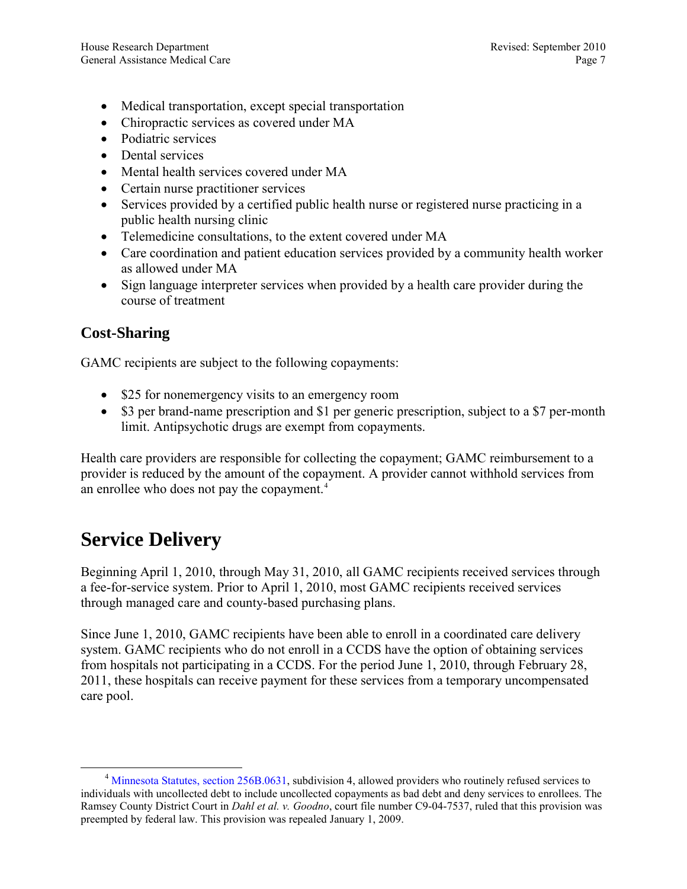- Medical transportation, except special transportation
- Chiropractic services as covered under MA
- Podiatric services
- Dental services
- Mental health services covered under MA
- Certain nurse practitioner services
- Services provided by a certified public health nurse or registered nurse practicing in a public health nursing clinic
- Telemedicine consultations, to the extent covered under MA
- Care coordination and patient education services provided by a community health worker as allowed under MA
- Sign language interpreter services when provided by a health care provider during the course of treatment

### Cost-Sharing

GAMC recipients are subject to the following copayments:

- $25 for nonemergency visits to an emergency room
- $3 per brand-name prescription and $1 per generic prescription, subject to a $7 per-month limit. Antipsychotic drugs are exempt from copayments.

Health care providers are responsible for collecting the copayment; GAMC reimbursement to a provider is reduced by the amount of the copayment. A provider cannot withhold services from an enrollee who does not pay the copayment.[4]

## Service Delivery

Beginning April 1, 2010, through May 31, 2010, all GAMC recipients received services through a fee-for-service system. Prior to April 1, 2010, most GAMC recipients received services through managed care and county-based purchasing plans.

Since June 1, 2010, GAMC recipients have been able to enroll in a coordinated care delivery system. GAMC recipients who do not enroll in a CCDS have the option of obtaining services from hospitals not participating in a CCDS. For the period June 1, 2010, through February 28, 2011, these hospitals can receive payment for these services from a temporary uncompensated care pool.

---

[4] Minnesota Statutes, section 256B.0631, subdivision 4, allowed providers who routinely refused services to individuals with uncollected debt to include uncollected copayments as bad debt and deny services to enrollees. The Ramsey County District Court in *Dahl et al. v. Goodno*, court file number C9-04-7537, ruled that this provision was preempted by federal law. This provision was repealed January 1, 2009.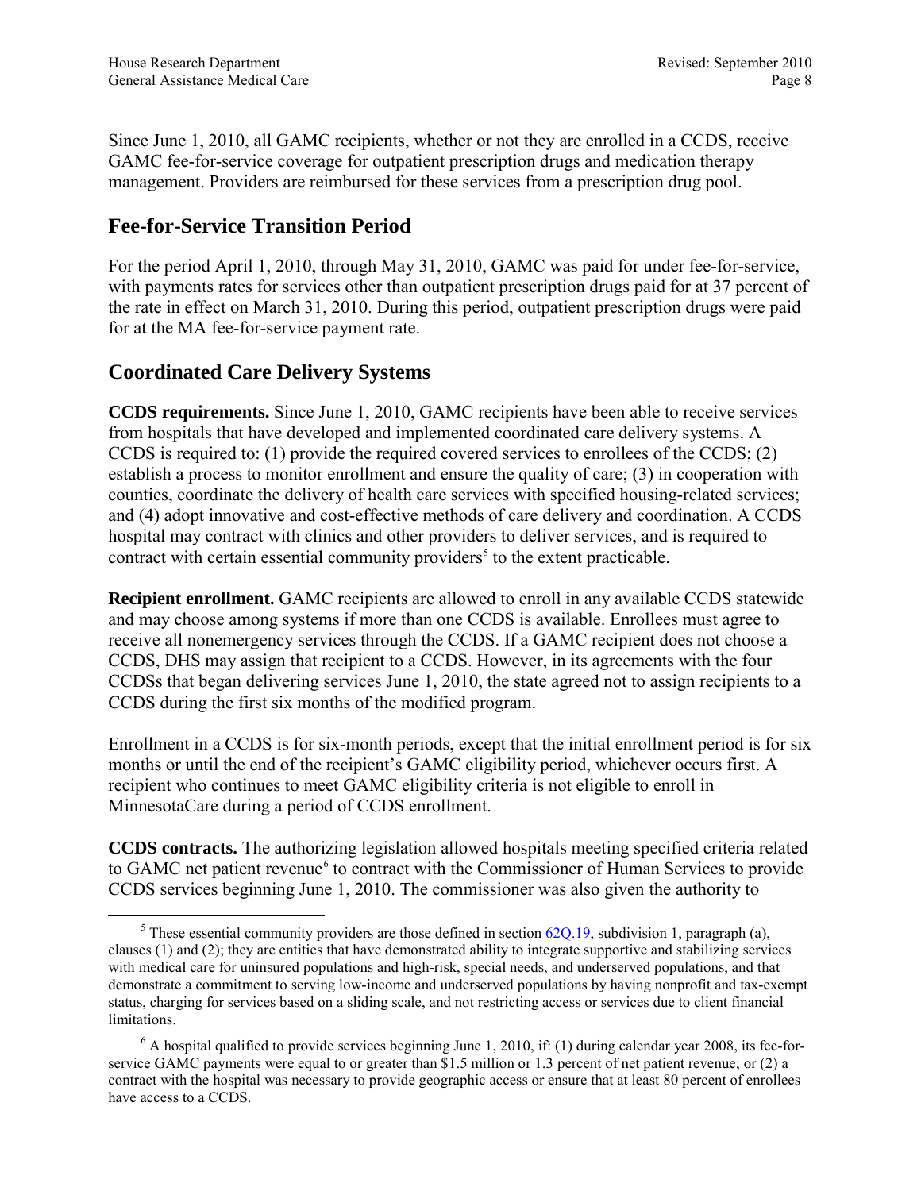Since June 1, 2010, all GAMC recipients, whether or not they are enrolled in a CCDS, receive GAMC fee-for-service coverage for outpatient prescription drugs and medication therapy management. Providers are reimbursed for these services from a prescription drug pool.

## Fee-for-Service Transition Period

For the period April 1, 2010, through May 31, 2010, GAMC was paid for under fee-for-service, with payments rates for services other than outpatient prescription drugs paid for at 37 percent of the rate in effect on March 31, 2010. During this period, outpatient prescription drugs were paid for at the MA fee-for-service payment rate.

## Coordinated Care Delivery Systems

**CCDS requirements.** Since June 1, 2010, GAMC recipients have been able to receive services from hospitals that have developed and implemented coordinated care delivery systems. A CCDS is required to: (1) provide the required covered services to enrollees of the CCDS; (2) establish a process to monitor enrollment and ensure the quality of care; (3) in cooperation with counties, coordinate the delivery of health care services with specified housing-related services; and (4) adopt innovative and cost-effective methods of care delivery and coordination. A CCDS hospital may contract with clinics and other providers to deliver services, and is required to contract with certain essential community providers[5] to the extent practicable.

**Recipient enrollment.** GAMC recipients are allowed to enroll in any available CCDS statewide and may choose among systems if more than one CCDS is available. Enrollees must agree to receive all nonemergency services through the CCDS. If a GAMC recipient does not choose a CCDS, DHS may assign that recipient to a CCDS. However, in its agreements with the four CCDSs that began delivering services June 1, 2010, the state agreed not to assign recipients to a CCDS during the first six months of the modified program.

Enrollment in a CCDS is for six-month periods, except that the initial enrollment period is for six months or until the end of the recipient's GAMC eligibility period, whichever occurs first. A recipient who continues to meet GAMC eligibility criteria is not eligible to enroll in MinnesotaCare during a period of CCDS enrollment.

**CCDS contracts.** The authorizing legislation allowed hospitals meeting specified criteria related to GAMC net patient revenue[6] to contract with the Commissioner of Human Services to provide CCDS services beginning June 1, 2010. The commissioner was also given the authority to

---

[5] These essential community providers are those defined in section 62Q.19, subdivision 1, paragraph (a), clauses (1) and (2); they are entities that have demonstrated ability to integrate supportive and stabilizing services with medical care for uninsured populations and high-risk, special needs, and underserved populations, and that demonstrate a commitment to serving low-income and underserved populations by having nonprofit and tax-exempt status, charging for services based on a sliding scale, and not restricting access or services due to client financial limitations.

[6] A hospital qualified to provide services beginning June 1, 2010, if: (1) during calendar year 2008, its fee-for-service GAMC payments were equal to or greater than $1.5 million or 1.3 percent of net patient revenue; or (2) a contract with the hospital was necessary to provide geographic access or ensure that at least 80 percent of enrollees have access to a CCDS.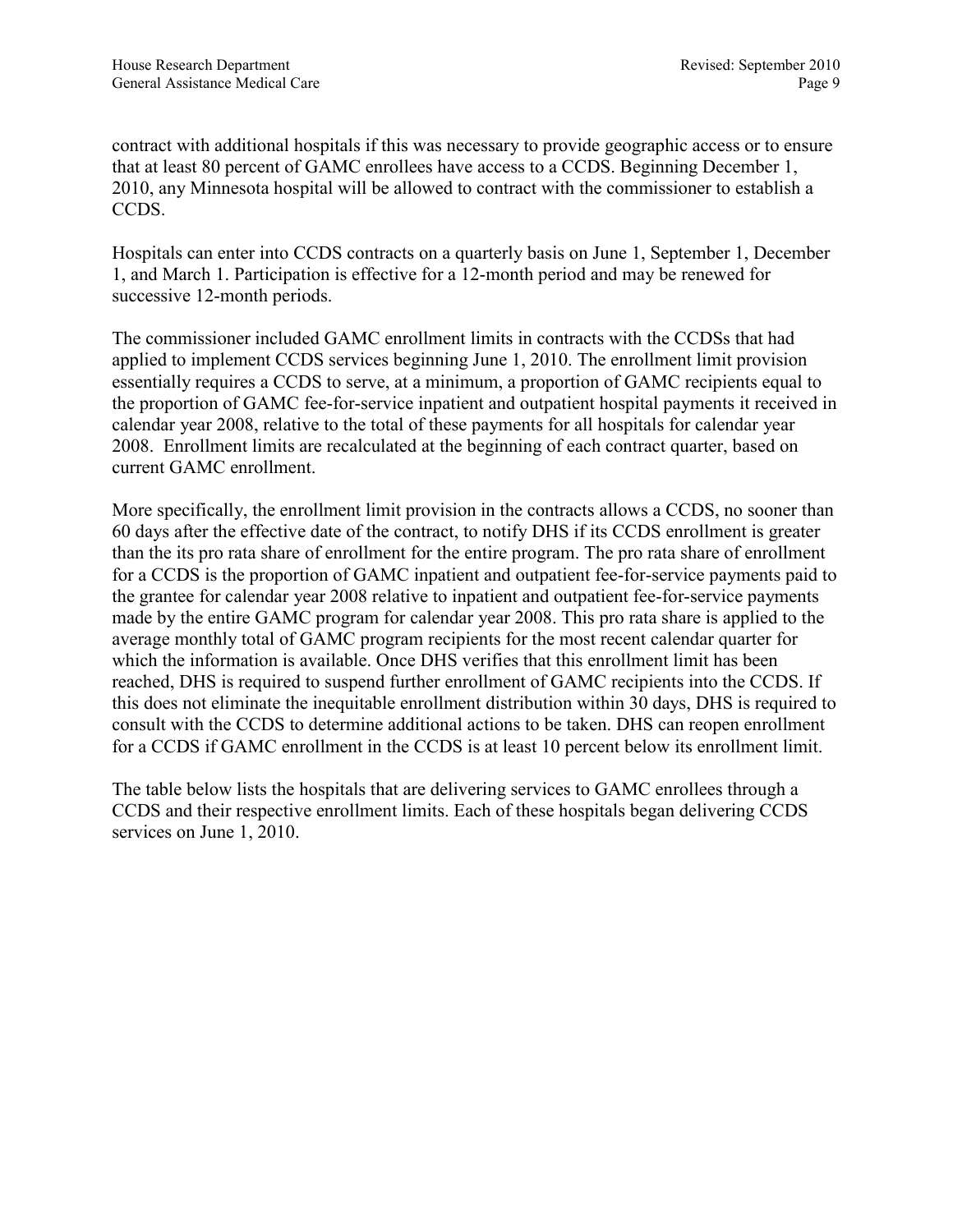contract with additional hospitals if this was necessary to provide geographic access or to ensure that at least 80 percent of GAMC enrollees have access to a CCDS. Beginning December 1, 2010, any Minnesota hospital will be allowed to contract with the commissioner to establish a CCDS.

Hospitals can enter into CCDS contracts on a quarterly basis on June 1, September 1, December 1, and March 1. Participation is effective for a 12-month period and may be renewed for successive 12-month periods.

The commissioner included GAMC enrollment limits in contracts with the CCDSs that had applied to implement CCDS services beginning June 1, 2010. The enrollment limit provision essentially requires a CCDS to serve, at a minimum, a proportion of GAMC recipients equal to the proportion of GAMC fee-for-service inpatient and outpatient hospital payments it received in calendar year 2008, relative to the total of these payments for all hospitals for calendar year 2008. Enrollment limits are recalculated at the beginning of each contract quarter, based on current GAMC enrollment.

More specifically, the enrollment limit provision in the contracts allows a CCDS, no sooner than 60 days after the effective date of the contract, to notify DHS if its CCDS enrollment is greater than the its pro rata share of enrollment for the entire program. The pro rata share of enrollment for a CCDS is the proportion of GAMC inpatient and outpatient fee-for-service payments paid to the grantee for calendar year 2008 relative to inpatient and outpatient fee-for-service payments made by the entire GAMC program for calendar year 2008. This pro rata share is applied to the average monthly total of GAMC program recipients for the most recent calendar quarter for which the information is available. Once DHS verifies that this enrollment limit has been reached, DHS is required to suspend further enrollment of GAMC recipients into the CCDS. If this does not eliminate the inequitable enrollment distribution within 30 days, DHS is required to consult with the CCDS to determine additional actions to be taken. DHS can reopen enrollment for a CCDS if GAMC enrollment in the CCDS is at least 10 percent below its enrollment limit.

The table below lists the hospitals that are delivering services to GAMC enrollees through a CCDS and their respective enrollment limits. Each of these hospitals began delivering CCDS services on June 1, 2010.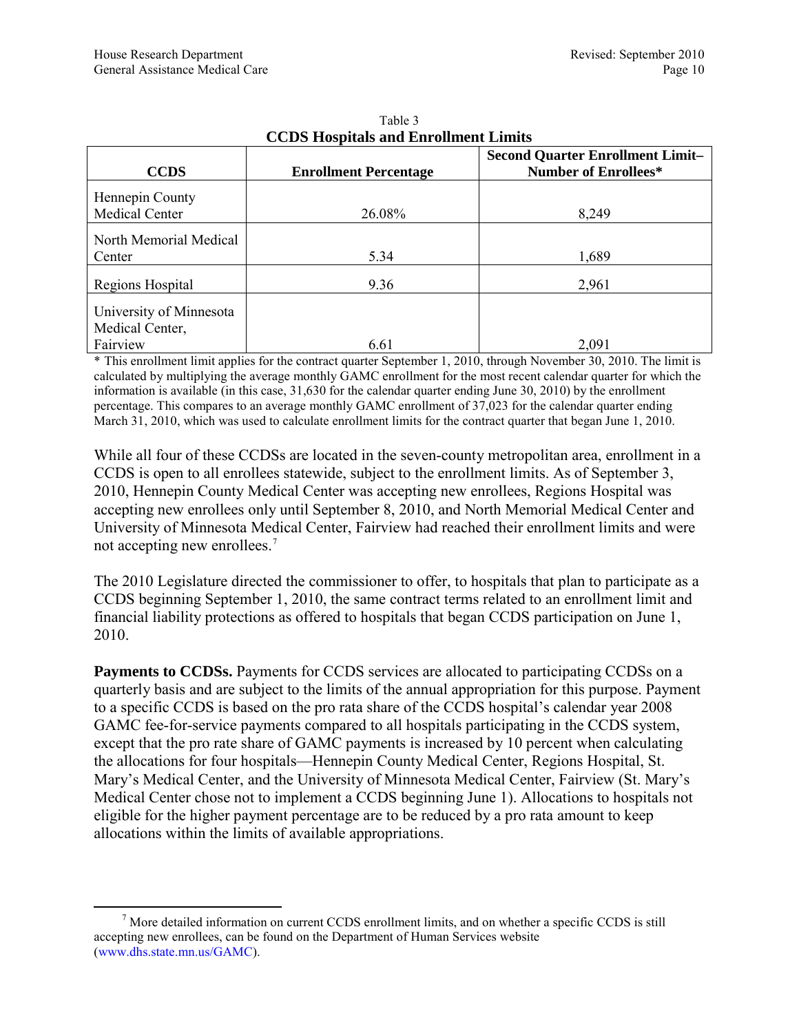Table 3

**CCDS Hospitals and Enrollment Limits**

| CCDS | Enrollment Percentage | Second Quarter Enrollment Limit–Number of Enrollees* |
|---|---|---|
| Hennepin County Medical Center | 26.08% | 8,249 |
| North Memorial Medical Center | 5.34 | 1,689 |
| Regions Hospital | 9.36 | 2,961 |
| University of Minnesota Medical Center, Fairview | 6.61 | 2,091 |

* This enrollment limit applies for the contract quarter September 1, 2010, through November 30, 2010. The limit is calculated by multiplying the average monthly GAMC enrollment for the most recent calendar quarter for which the information is available (in this case, 31,630 for the calendar quarter ending June 30, 2010) by the enrollment percentage. This compares to an average monthly GAMC enrollment of 37,023 for the calendar quarter ending March 31, 2010, which was used to calculate enrollment limits for the contract quarter that began June 1, 2010.

While all four of these CCDSs are located in the seven-county metropolitan area, enrollment in a CCDS is open to all enrollees statewide, subject to the enrollment limits. As of September 3, 2010, Hennepin County Medical Center was accepting new enrollees, Regions Hospital was accepting new enrollees only until September 8, 2010, and North Memorial Medical Center and University of Minnesota Medical Center, Fairview had reached their enrollment limits and were not accepting new enrollees.[7]

The 2010 Legislature directed the commissioner to offer, to hospitals that plan to participate as a CCDS beginning September 1, 2010, the same contract terms related to an enrollment limit and financial liability protections as offered to hospitals that began CCDS participation on June 1, 2010.

**Payments to CCDSs.** Payments for CCDS services are allocated to participating CCDSs on a quarterly basis and are subject to the limits of the annual appropriation for this purpose. Payment to a specific CCDS is based on the pro rata share of the CCDS hospital's calendar year 2008 GAMC fee-for-service payments compared to all hospitals participating in the CCDS system, except that the pro rate share of GAMC payments is increased by 10 percent when calculating the allocations for four hospitals—Hennepin County Medical Center, Regions Hospital, St. Mary's Medical Center, and the University of Minnesota Medical Center, Fairview (St. Mary's Medical Center chose not to implement a CCDS beginning June 1). Allocations to hospitals not eligible for the higher payment percentage are to be reduced by a pro rata amount to keep allocations within the limits of available appropriations.

[7] More detailed information on current CCDS enrollment limits, and on whether a specific CCDS is still accepting new enrollees, can be found on the Department of Human Services website (www.dhs.state.mn.us/GAMC).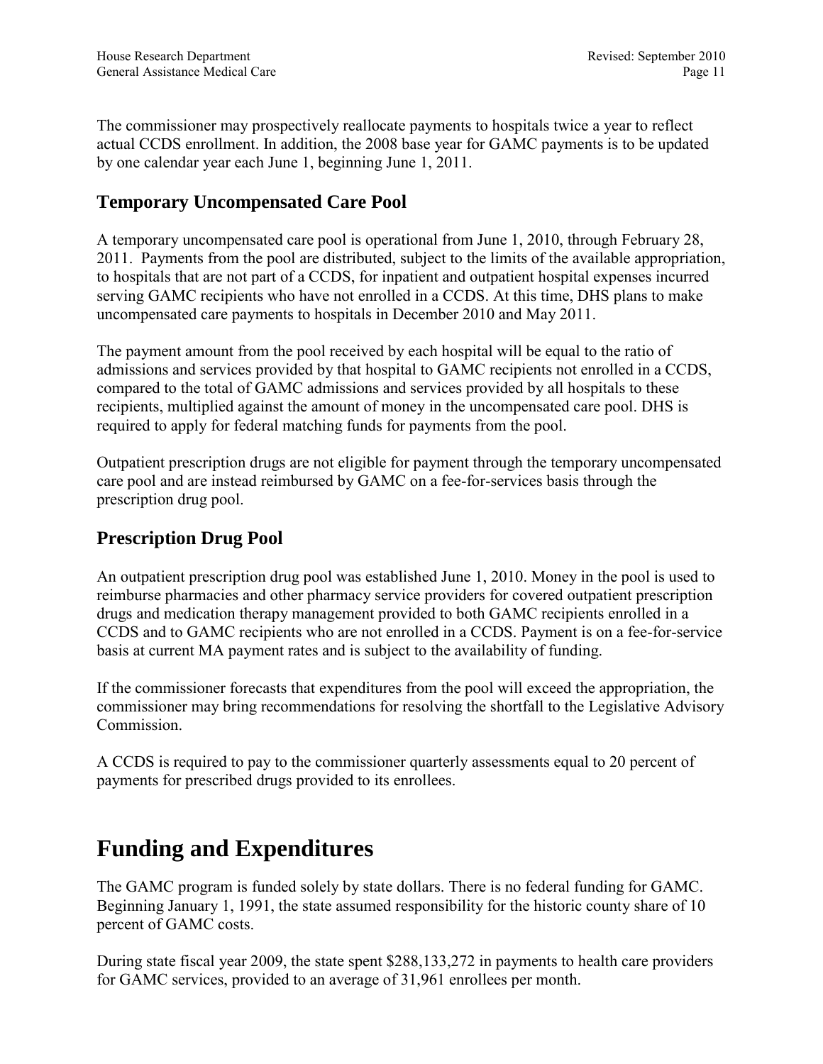The commissioner may prospectively reallocate payments to hospitals twice a year to reflect actual CCDS enrollment. In addition, the 2008 base year for GAMC payments is to be updated by one calendar year each June 1, beginning June 1, 2011.

## Temporary Uncompensated Care Pool

A temporary uncompensated care pool is operational from June 1, 2010, through February 28, 2011. Payments from the pool are distributed, subject to the limits of the available appropriation, to hospitals that are not part of a CCDS, for inpatient and outpatient hospital expenses incurred serving GAMC recipients who have not enrolled in a CCDS. At this time, DHS plans to make uncompensated care payments to hospitals in December 2010 and May 2011.

The payment amount from the pool received by each hospital will be equal to the ratio of admissions and services provided by that hospital to GAMC recipients not enrolled in a CCDS, compared to the total of GAMC admissions and services provided by all hospitals to these recipients, multiplied against the amount of money in the uncompensated care pool. DHS is required to apply for federal matching funds for payments from the pool.

Outpatient prescription drugs are not eligible for payment through the temporary uncompensated care pool and are instead reimbursed by GAMC on a fee-for-services basis through the prescription drug pool.

## Prescription Drug Pool

An outpatient prescription drug pool was established June 1, 2010. Money in the pool is used to reimburse pharmacies and other pharmacy service providers for covered outpatient prescription drugs and medication therapy management provided to both GAMC recipients enrolled in a CCDS and to GAMC recipients who are not enrolled in a CCDS. Payment is on a fee-for-service basis at current MA payment rates and is subject to the availability of funding.

If the commissioner forecasts that expenditures from the pool will exceed the appropriation, the commissioner may bring recommendations for resolving the shortfall to the Legislative Advisory Commission.

A CCDS is required to pay to the commissioner quarterly assessments equal to 20 percent of payments for prescribed drugs provided to its enrollees.

# Funding and Expenditures

The GAMC program is funded solely by state dollars. There is no federal funding for GAMC. Beginning January 1, 1991, the state assumed responsibility for the historic county share of 10 percent of GAMC costs.

During state fiscal year 2009, the state spent $288,133,272 in payments to health care providers for GAMC services, provided to an average of 31,961 enrollees per month.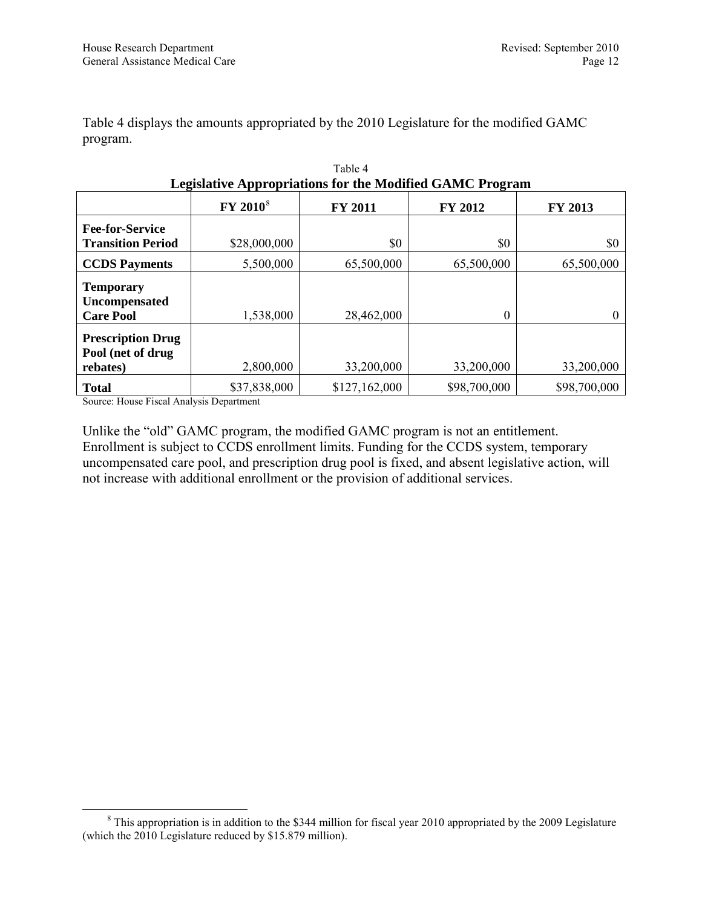Table 4 displays the amounts appropriated by the 2010 Legislature for the modified GAMC program.

Table 4
**Legislative Appropriations for the Modified GAMC Program**

| | FY 2010[8] | FY 2011 | FY 2012 | FY 2013 |
|---|---|---|---|---|
| **Fee-for-Service Transition Period** | $28,000,000 | $0 | $0 | $0 |
| **CCDS Payments** | 5,500,000 | 65,500,000 | 65,500,000 | 65,500,000 |
| **Temporary Uncompensated Care Pool** | 1,538,000 | 28,462,000 | 0 | 0 |
| **Prescription Drug Pool (net of drug rebates)** | 2,800,000 | 33,200,000 | 33,200,000 | 33,200,000 |
| **Total** | $37,838,000 | $127,162,000 | $98,700,000 | $98,700,000 |

Source: House Fiscal Analysis Department

Unlike the "old" GAMC program, the modified GAMC program is not an entitlement. Enrollment is subject to CCDS enrollment limits. Funding for the CCDS system, temporary uncompensated care pool, and prescription drug pool is fixed, and absent legislative action, will not increase with additional enrollment or the provision of additional services.

[8] This appropriation is in addition to the $344 million for fiscal year 2010 appropriated by the 2009 Legislature (which the 2010 Legislature reduced by $15.879 million).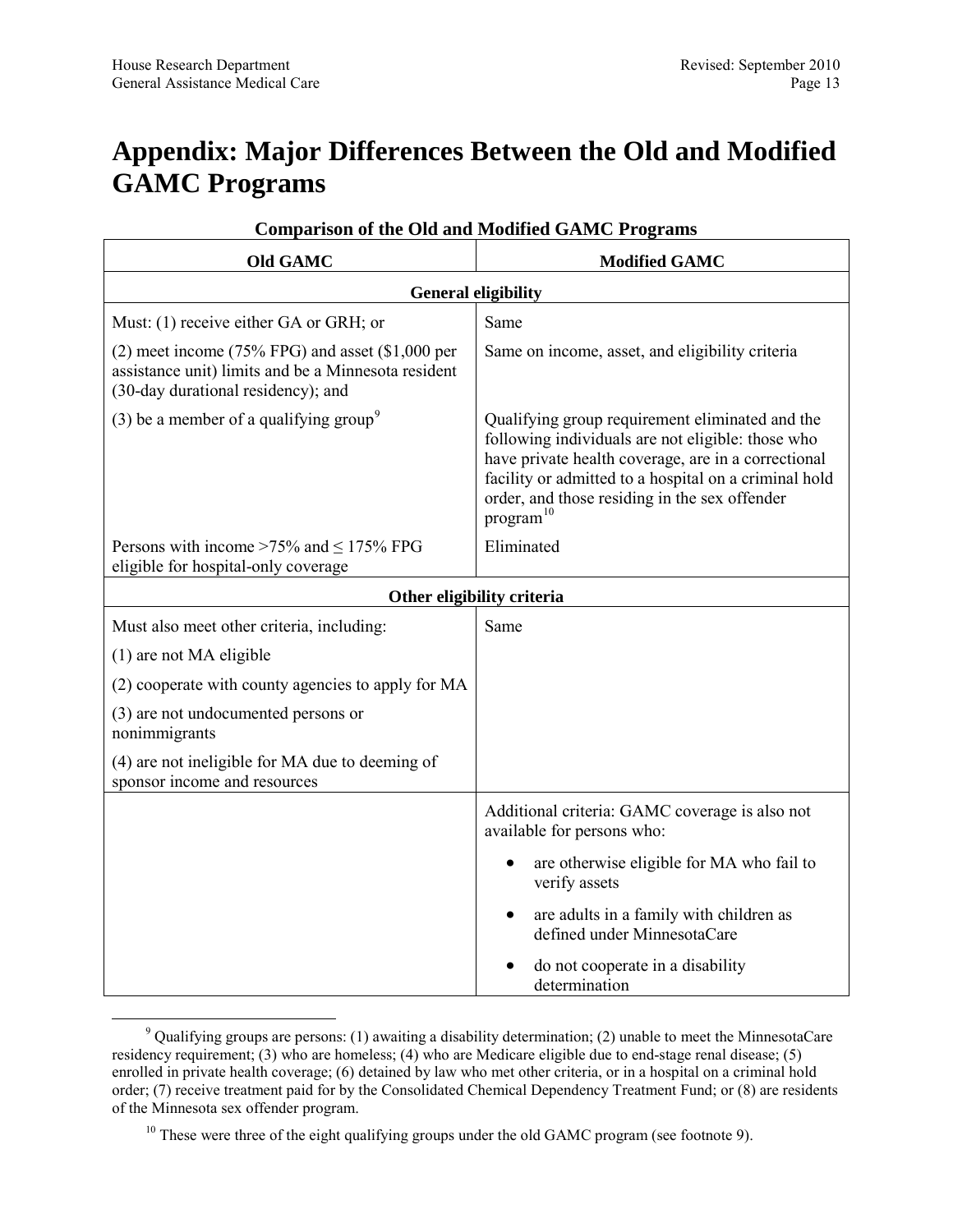# Appendix: Major Differences Between the Old and Modified GAMC Programs

**Comparison of the Old and Modified GAMC Programs**

| Old GAMC | Modified GAMC |
|---|---|
| **General eligibility** | |
| Must: (1) receive either GA or GRH; or | Same |
| (2) meet income (75% FPG) and asset ($1,000 per assistance unit) limits and be a Minnesota resident (30-day durational residency); and | Same on income, asset, and eligibility criteria |
| (3) be a member of a qualifying group[9] | Qualifying group requirement eliminated and the following individuals are not eligible: those who have private health coverage, are in a correctional facility or admitted to a hospital on a criminal hold order, and those residing in the sex offender program[10] |
| Persons with income >75% and ≤ 175% FPG eligible for hospital-only coverage | Eliminated |
| **Other eligibility criteria** | |
| Must also meet other criteria, including:<br>(1) are not MA eligible<br>(2) cooperate with county agencies to apply for MA<br>(3) are not undocumented persons or nonimmigrants<br>(4) are not ineligible for MA due to deeming of sponsor income and resources | Same |
| | Additional criteria: GAMC coverage is also not available for persons who:<br>• are otherwise eligible for MA who fail to verify assets<br>• are adults in a family with children as defined under MinnesotaCare<br>• do not cooperate in a disability determination |

[9] Qualifying groups are persons: (1) awaiting a disability determination; (2) unable to meet the MinnesotaCare residency requirement; (3) who are homeless; (4) who are Medicare eligible due to end-stage renal disease; (5) enrolled in private health coverage; (6) detained by law who met other criteria, or in a hospital on a criminal hold order; (7) receive treatment paid for by the Consolidated Chemical Dependency Treatment Fund; or (8) are residents of the Minnesota sex offender program.

[10] These were three of the eight qualifying groups under the old GAMC program (see footnote 9).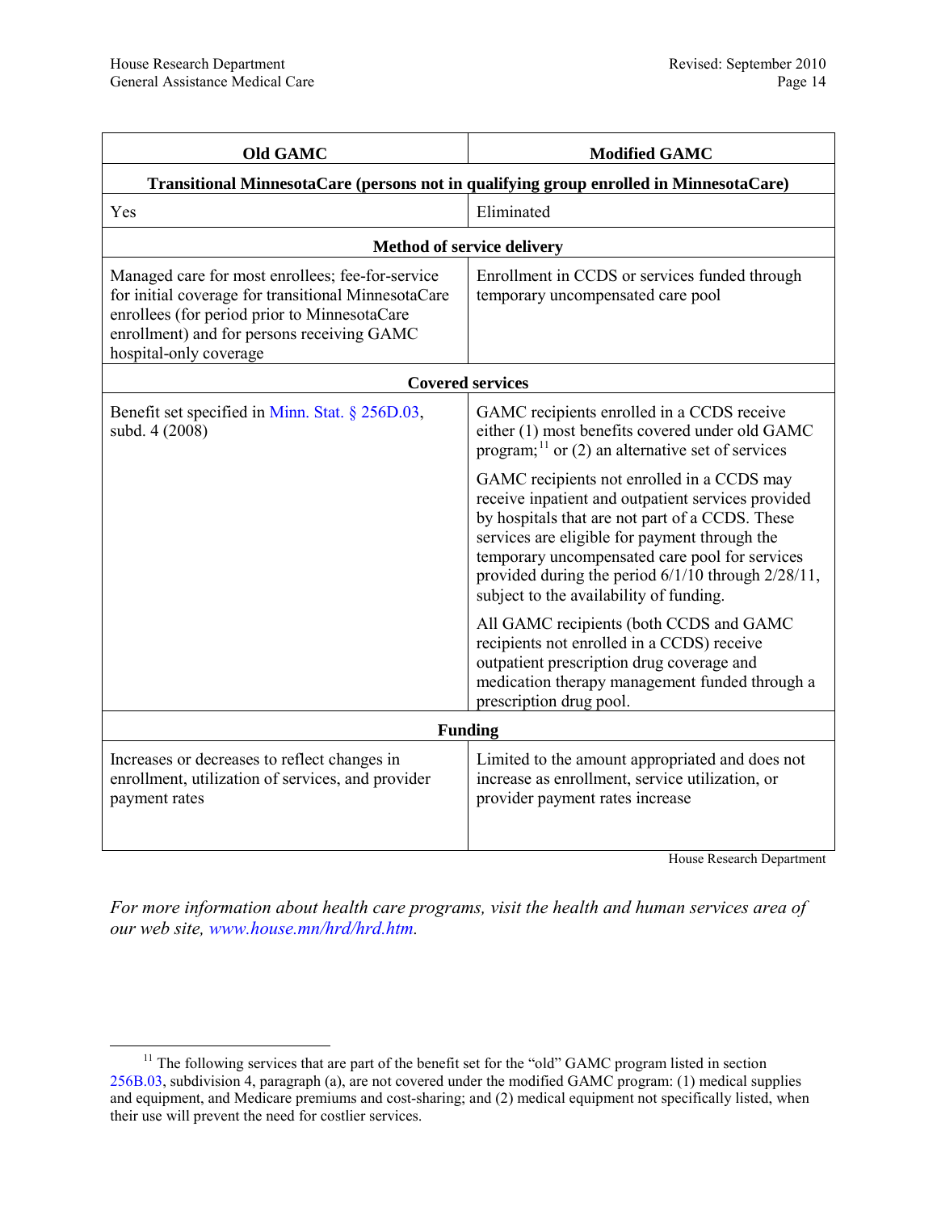| Old GAMC | Modified GAMC |
|---|---|
| **Transitional MinnesotaCare (persons not in qualifying group enrolled in MinnesotaCare)** | |
| Yes | Eliminated |
| **Method of service delivery** | |
| Managed care for most enrollees; fee-for-service for initial coverage for transitional MinnesotaCare enrollees (for period prior to MinnesotaCare enrollment) and for persons receiving GAMC hospital-only coverage | Enrollment in CCDS or services funded through temporary uncompensated care pool |
| **Covered services** | |
| Benefit set specified in Minn. Stat. § 256D.03, subd. 4 (2008) | GAMC recipients enrolled in a CCDS receive either (1) most benefits covered under old GAMC program;[11] or (2) an alternative set of services<br><br>GAMC recipients not enrolled in a CCDS may receive inpatient and outpatient services provided by hospitals that are not part of a CCDS. These services are eligible for payment through the temporary uncompensated care pool for services provided during the period 6/1/10 through 2/28/11, subject to the availability of funding.<br><br>All GAMC recipients (both CCDS and GAMC recipients not enrolled in a CCDS) receive outpatient prescription drug coverage and medication therapy management funded through a prescription drug pool. |
| **Funding** | |
| Increases or decreases to reflect changes in enrollment, utilization of services, and provider payment rates | Limited to the amount appropriated and does not increase as enrollment, service utilization, or provider payment rates increase |

House Research Department

*For more information about health care programs, visit the health and human services area of our web site, www.house.mn/hrd/hrd.htm.*

[11] The following services that are part of the benefit set for the "old" GAMC program listed in section 256B.03, subdivision 4, paragraph (a), are not covered under the modified GAMC program: (1) medical supplies and equipment, and Medicare premiums and cost-sharing; and (2) medical equipment not specifically listed, when their use will prevent the need for costlier services.